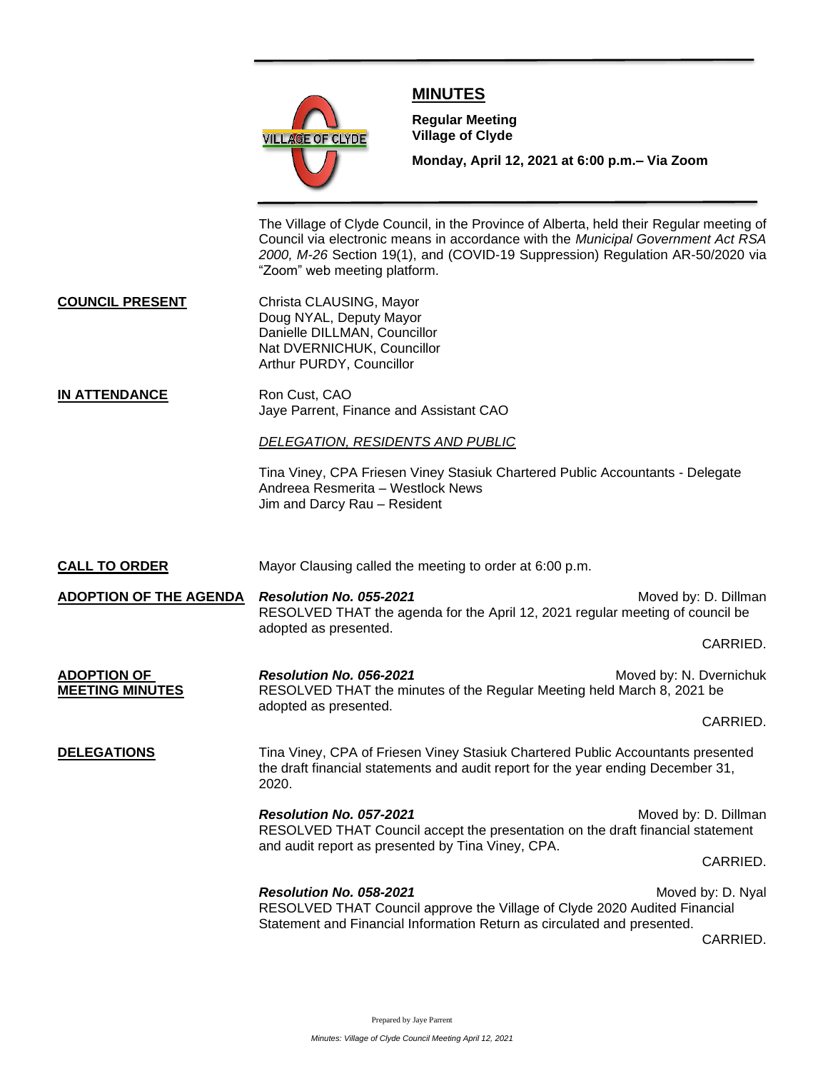# MINUTES

**Regular Meeting**
**Village of Clyde**

**Monday, April 12, 2021 at 6:00 p.m.– Via Zoom**

The Village of Clyde Council, in the Province of Alberta, held their Regular meeting of Council via electronic means in accordance with the *Municipal Government Act RSA 2000, M-26* Section 19(1), and (COVID-19 Suppression) Regulation AR-50/2020 via "Zoom" web meeting platform.

**COUNCIL PRESENT**

Christa CLAUSING, Mayor
Doug NYAL, Deputy Mayor
Danielle DILLMAN, Councillor
Nat DVERNICHUK, Councillor
Arthur PURDY, Councillor

**IN ATTENDANCE**

Ron Cust, CAO
Jaye Parrent, Finance and Assistant CAO

*DELEGATION, RESIDENTS AND PUBLIC*

Tina Viney, CPA Friesen Viney Stasiuk Chartered Public Accountants - Delegate
Andreea Resmerita – Westlock News
Jim and Darcy Rau – Resident

**CALL TO ORDER**

Mayor Clausing called the meeting to order at 6:00 p.m.

**ADOPTION OF THE AGENDA**

***Resolution No. 055-2021*** Moved by: D. Dillman
RESOLVED THAT the agenda for the April 12, 2021 regular meeting of council be adopted as presented.

CARRIED.

**ADOPTION OF MEETING MINUTES**

***Resolution No. 056-2021*** Moved by: N. Dvernichuk
RESOLVED THAT the minutes of the Regular Meeting held March 8, 2021 be adopted as presented.

CARRIED.

**DELEGATIONS**

Tina Viney, CPA of Friesen Viney Stasiuk Chartered Public Accountants presented the draft financial statements and audit report for the year ending December 31, 2020.

***Resolution No. 057-2021*** Moved by: D. Dillman
RESOLVED THAT Council accept the presentation on the draft financial statement and audit report as presented by Tina Viney, CPA.

CARRIED.

***Resolution No. 058-2021*** Moved by: D. Nyal
RESOLVED THAT Council approve the Village of Clyde 2020 Audited Financial Statement and Financial Information Return as circulated and presented.

CARRIED.

Prepared by Jaye Parrent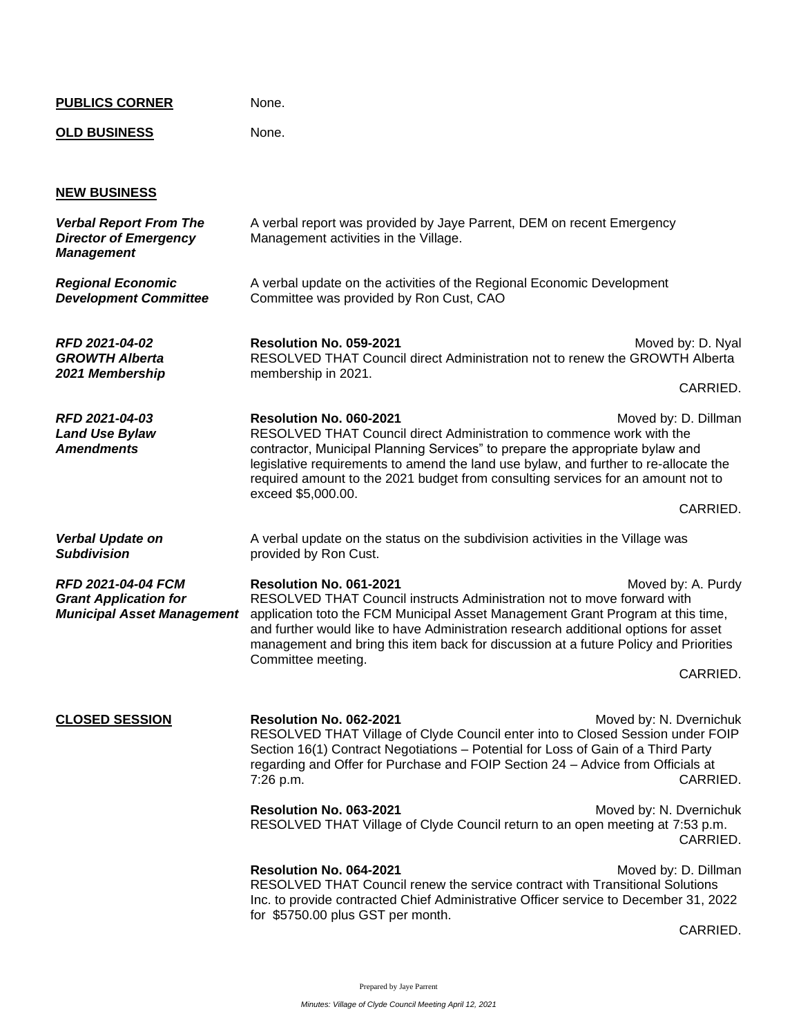**PUBLICS CORNER** None.

**OLD BUSINESS** None.

**NEW BUSINESS**

***Verbal Report From The Director of Emergency Management***

A verbal report was provided by Jaye Parrent, DEM on recent Emergency Management activities in the Village.

***Regional Economic Development Committee***

A verbal update on the activities of the Regional Economic Development Committee was provided by Ron Cust, CAO

***RFD 2021-04-02 GROWTH Alberta 2021 Membership***

**Resolution No. 059-2021** Moved by: D. Nyal

RESOLVED THAT Council direct Administration not to renew the GROWTH Alberta membership in 2021.

CARRIED.

***RFD 2021-04-03 Land Use Bylaw Amendments***

**Resolution No. 060-2021** Moved by: D. Dillman

RESOLVED THAT Council direct Administration to commence work with the contractor, Municipal Planning Services" to prepare the appropriate bylaw and legislative requirements to amend the land use bylaw, and further to re-allocate the required amount to the 2021 budget from consulting services for an amount not to exceed $5,000.00.

CARRIED.

***Verbal Update on Subdivision***

A verbal update on the status on the subdivision activities in the Village was provided by Ron Cust.

***RFD 2021-04-04 FCM Grant Application for Municipal Asset Management***

**Resolution No. 061-2021** Moved by: A. Purdy

RESOLVED THAT Council instructs Administration not to move forward with application toto the FCM Municipal Asset Management Grant Program at this time, and further would like to have Administration research additional options for asset management and bring this item back for discussion at a future Policy and Priorities Committee meeting.

CARRIED.

**CLOSED SESSION**

**Resolution No. 062-2021** Moved by: N. Dvernichuk

RESOLVED THAT Village of Clyde Council enter into to Closed Session under FOIP Section 16(1) Contract Negotiations – Potential for Loss of Gain of a Third Party regarding and Offer for Purchase and FOIP Section 24 – Advice from Officials at 7:26 p.m.

CARRIED.

**Resolution No. 063-2021** Moved by: N. Dvernichuk

RESOLVED THAT Village of Clyde Council return to an open meeting at 7:53 p.m.

CARRIED.

**Resolution No. 064-2021** Moved by: D. Dillman

RESOLVED THAT Council renew the service contract with Transitional Solutions Inc. to provide contracted Chief Administrative Officer service to December 31, 2022 for $5750.00 plus GST per month.

CARRIED.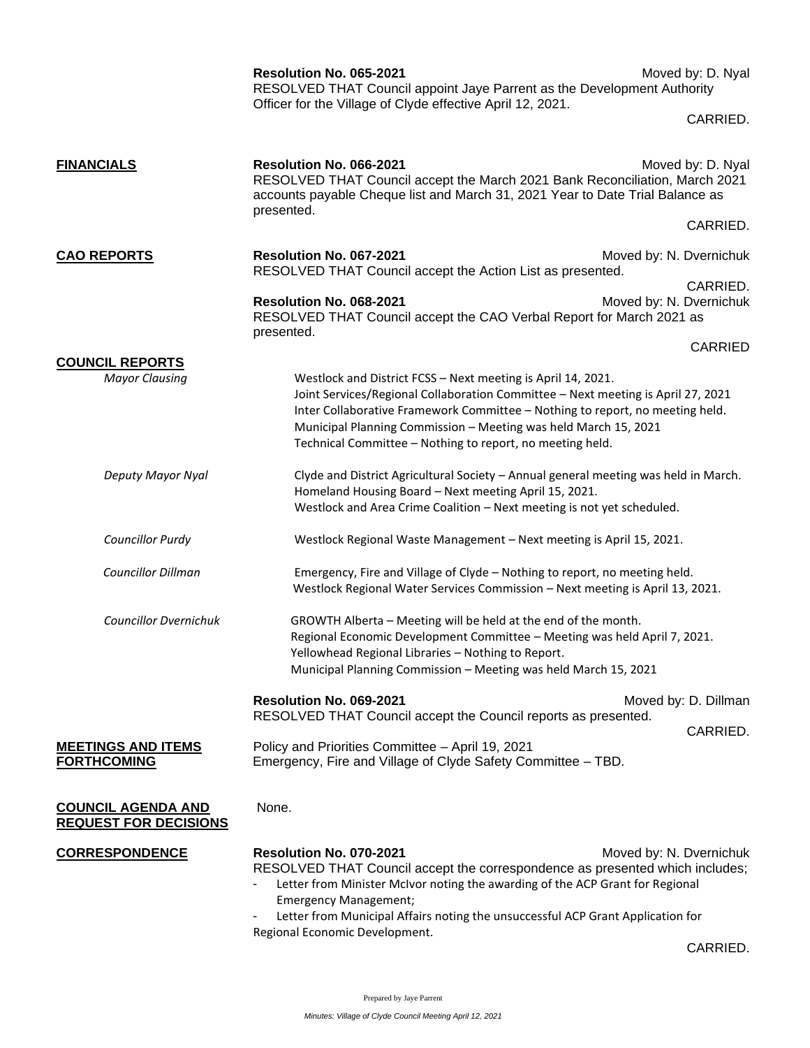**Resolution No. 065-2021** Moved by: D. Nyal

RESOLVED THAT Council appoint Jaye Parrent as the Development Authority Officer for the Village of Clyde effective April 12, 2021.

CARRIED.

**FINANCIALS**

**Resolution No. 066-2021** Moved by: D. Nyal

RESOLVED THAT Council accept the March 2021 Bank Reconciliation, March 2021 accounts payable Cheque list and March 31, 2021 Year to Date Trial Balance as presented.

CARRIED.

**CAO REPORTS**

**Resolution No. 067-2021** Moved by: N. Dvernichuk

RESOLVED THAT Council accept the Action List as presented.

CARRIED.

**Resolution No. 068-2021** Moved by: N. Dvernichuk

RESOLVED THAT Council accept the CAO Verbal Report for March 2021 as presented.

CARRIED

**COUNCIL REPORTS**

*Mayor Clausing*

Westlock and District FCSS – Next meeting is April 14, 2021.
Joint Services/Regional Collaboration Committee – Next meeting is April 27, 2021
Inter Collaborative Framework Committee – Nothing to report, no meeting held.
Municipal Planning Commission – Meeting was held March 15, 2021
Technical Committee – Nothing to report, no meeting held.

*Deputy Mayor Nyal*

Clyde and District Agricultural Society – Annual general meeting was held in March.
Homeland Housing Board – Next meeting April 15, 2021.
Westlock and Area Crime Coalition – Next meeting is not yet scheduled.

*Councillor Purdy*

Westlock Regional Waste Management – Next meeting is April 15, 2021.

*Councillor Dillman*

Emergency, Fire and Village of Clyde – Nothing to report, no meeting held.
Westlock Regional Water Services Commission – Next meeting is April 13, 2021.

*Councillor Dvernichuk*

GROWTH Alberta – Meeting will be held at the end of the month.
Regional Economic Development Committee – Meeting was held April 7, 2021.
Yellowhead Regional Libraries – Nothing to Report.
Municipal Planning Commission – Meeting was held March 15, 2021

**Resolution No. 069-2021** Moved by: D. Dillman

RESOLVED THAT Council accept the Council reports as presented.

CARRIED.

**MEETINGS AND ITEMS FORTHCOMING**

Policy and Priorities Committee – April 19, 2021
Emergency, Fire and Village of Clyde Safety Committee – TBD.

**COUNCIL AGENDA AND REQUEST FOR DECISIONS**

None.

**CORRESPONDENCE**

**Resolution No. 070-2021** Moved by: N. Dvernichuk

RESOLVED THAT Council accept the correspondence as presented which includes;

- Letter from Minister McIvor noting the awarding of the ACP Grant for Regional Emergency Management;
- Letter from Municipal Affairs noting the unsuccessful ACP Grant Application for Regional Economic Development.

CARRIED.

Prepared by Jaye Parrent

*Minutes: Village of Clyde Council Meeting April 12, 2021*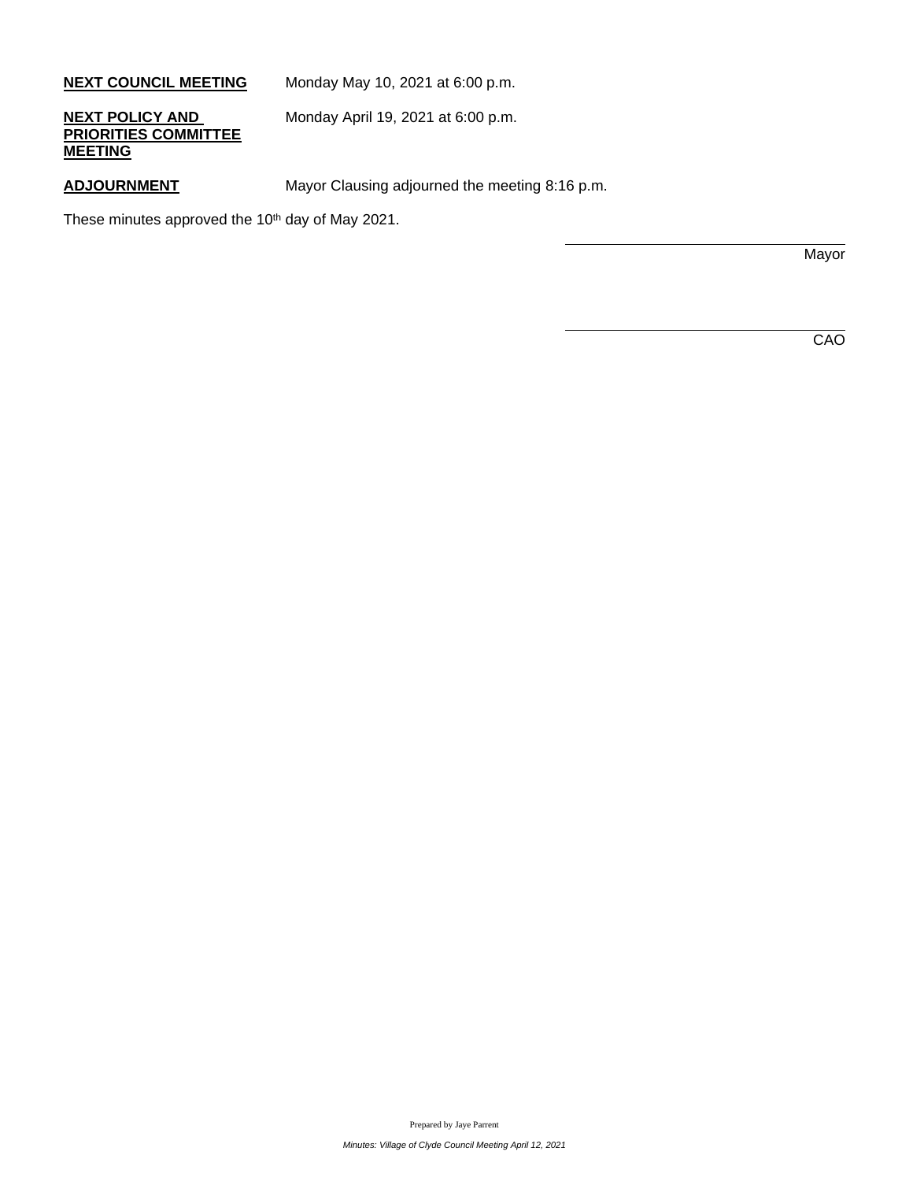**NEXT COUNCIL MEETING** Monday May 10, 2021 at 6:00 p.m.

**NEXT POLICY AND PRIORITIES COMMITTEE MEETING** Monday April 19, 2021 at 6:00 p.m.

**ADJOURNMENT** Mayor Clausing adjourned the meeting 8:16 p.m.

These minutes approved the 10th day of May 2021.

\_\_\_\_\_\_\_\_\_\_\_\_\_\_\_\_\_\_\_\_\_\_\_\_\_\_\_\_\_\_
Mayor

\_\_\_\_\_\_\_\_\_\_\_\_\_\_\_\_\_\_\_\_\_\_\_\_\_\_\_\_\_\_
CAO

Prepared by Jaye Parrent